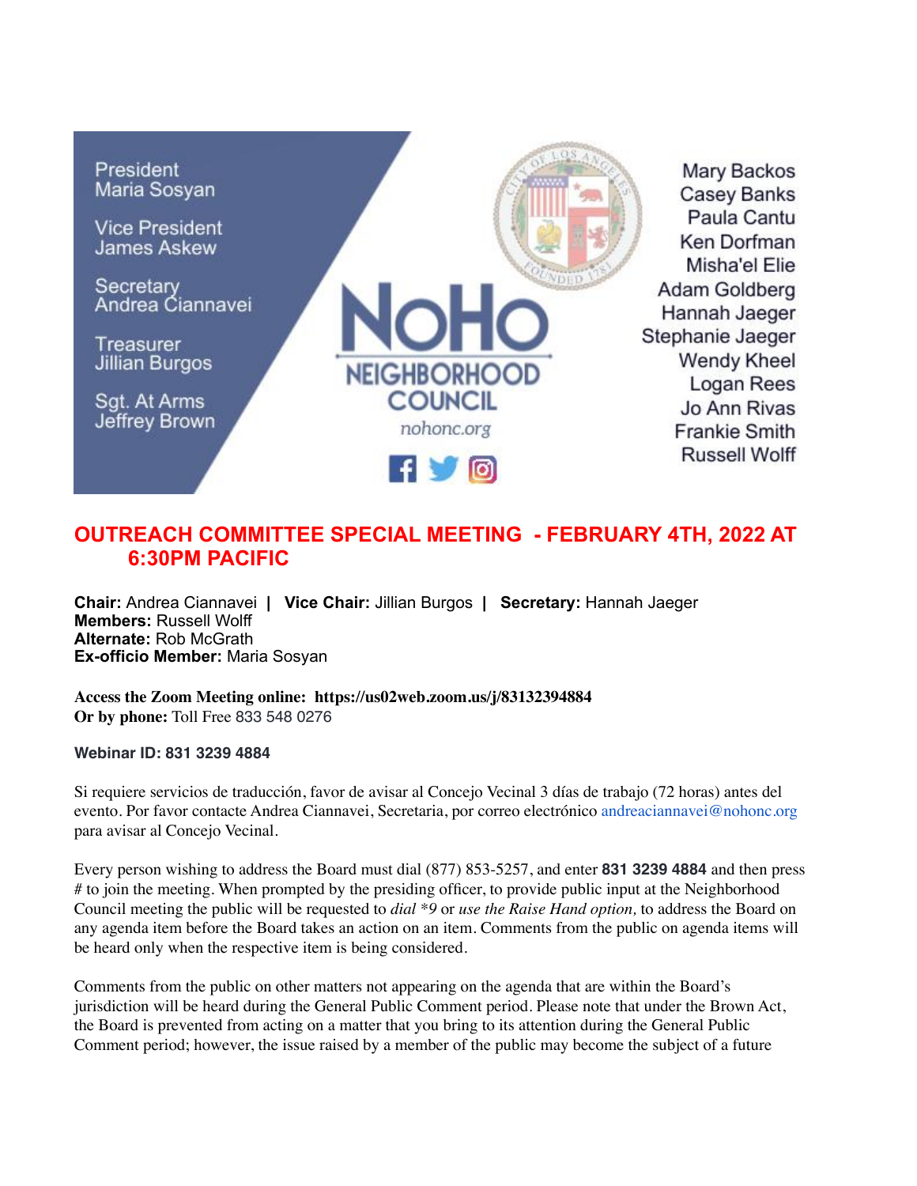President
Maria Sosyan

Vice President
James Askew

Secretary
Andrea Ciannavei

Treasurer
Jillian Burgos

Sgt. At Arms
Jeffrey Brown

NoHo
NEIGHBORHOOD
COUNCIL
nohonc.org

Mary Backos
Casey Banks
Paula Cantu
Ken Dorfman
Misha'el Elie
Adam Goldberg
Hannah Jaeger
Stephanie Jaeger
Wendy Kheel
Logan Rees
Jo Ann Rivas
Frankie Smith
Russell Wolff

## OUTREACH COMMITTEE SPECIAL MEETING - FEBRUARY 4TH, 2022 AT 6:30PM PACIFIC

**Chair:** Andrea Ciannavei | **Vice Chair:** Jillian Burgos | **Secretary:** Hannah Jaeger
**Members:** Russell Wolff
**Alternate:** Rob McGrath
**Ex-officio Member:** Maria Sosyan

**Access the Zoom Meeting online: https://us02web.zoom.us/j/83132394884**
**Or by phone:** Toll Free 833 548 0276

**Webinar ID: 831 3239 4884**

Si requiere servicios de traducción, favor de avisar al Concejo Vecinal 3 días de trabajo (72 horas) antes del evento. Por favor contacte Andrea Ciannavei, Secretaria, por correo electrónico andreaciannavei@nohonc.org para avisar al Concejo Vecinal.

Every person wishing to address the Board must dial (877) 853-5257, and enter **831 3239 4884** and then press # to join the meeting. When prompted by the presiding officer, to provide public input at the Neighborhood Council meeting the public will be requested to *dial *9* or *use the Raise Hand option,* to address the Board on any agenda item before the Board takes an action on an item. Comments from the public on agenda items will be heard only when the respective item is being considered.

Comments from the public on other matters not appearing on the agenda that are within the Board's jurisdiction will be heard during the General Public Comment period. Please note that under the Brown Act, the Board is prevented from acting on a matter that you bring to its attention during the General Public Comment period; however, the issue raised by a member of the public may become the subject of a future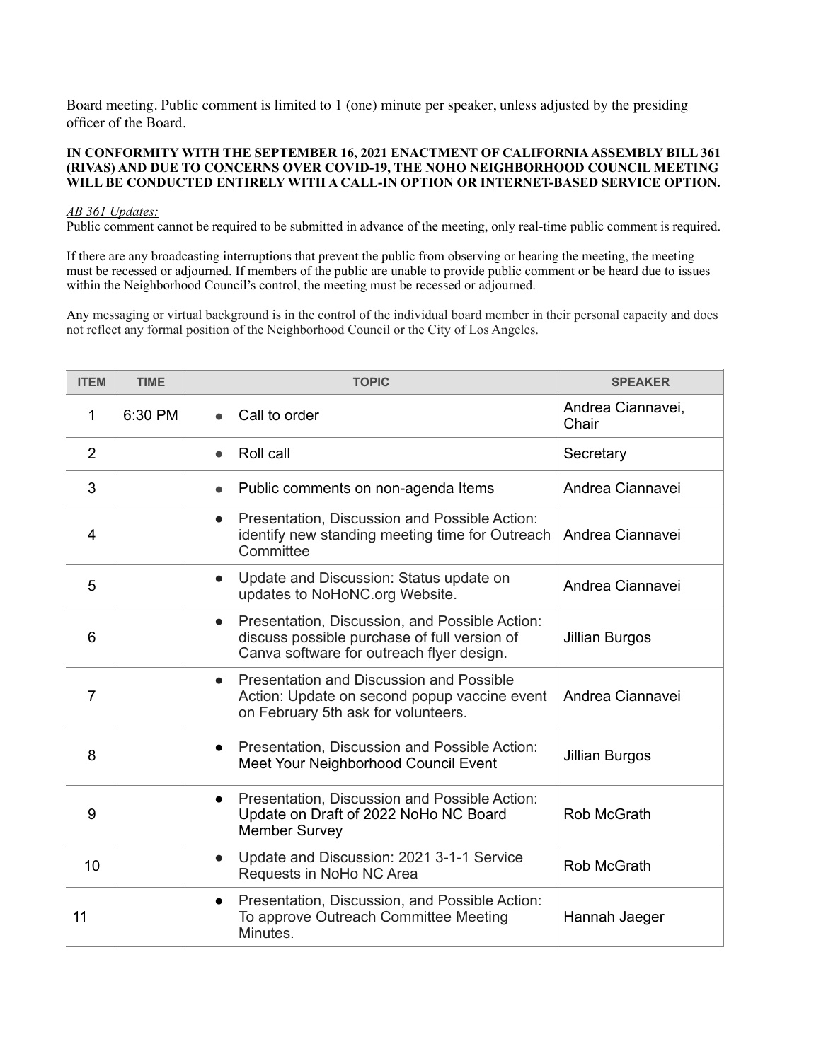Board meeting. Public comment is limited to 1 (one) minute per speaker, unless adjusted by the presiding officer of the Board.

**IN CONFORMITY WITH THE SEPTEMBER 16, 2021 ENACTMENT OF CALIFORNIA ASSEMBLY BILL 361 (RIVAS) AND DUE TO CONCERNS OVER COVID-19, THE NOHO NEIGHBORHOOD COUNCIL MEETING WILL BE CONDUCTED ENTIRELY WITH A CALL-IN OPTION OR INTERNET-BASED SERVICE OPTION.**

*AB 361 Updates:*
Public comment cannot be required to be submitted in advance of the meeting, only real-time public comment is required.

If there are any broadcasting interruptions that prevent the public from observing or hearing the meeting, the meeting must be recessed or adjourned. If members of the public are unable to provide public comment or be heard due to issues within the Neighborhood Council's control, the meeting must be recessed or adjourned.

Any messaging or virtual background is in the control of the individual board member in their personal capacity and does not reflect any formal position of the Neighborhood Council or the City of Los Angeles.

| ITEM | TIME | TOPIC | SPEAKER |
|---|---|---|---|
| 1 | 6:30 PM | • Call to order | Andrea Ciannavei, Chair |
| 2 | | • Roll call | Secretary |
| 3 | | • Public comments on non-agenda Items | Andrea Ciannavei |
| 4 | | • Presentation, Discussion and Possible Action: identify new standing meeting time for Outreach Committee | Andrea Ciannavei |
| 5 | | • Update and Discussion: Status update on updates to NoHoNC.org Website. | Andrea Ciannavei |
| 6 | | • Presentation, Discussion, and Possible Action: discuss possible purchase of full version of Canva software for outreach flyer design. | Jillian Burgos |
| 7 | | • Presentation and Discussion and Possible Action: Update on second popup vaccine event on February 5th ask for volunteers. | Andrea Ciannavei |
| 8 | | • Presentation, Discussion and Possible Action: Meet Your Neighborhood Council Event | Jillian Burgos |
| 9 | | • Presentation, Discussion and Possible Action: Update on Draft of 2022 NoHo NC Board Member Survey | Rob McGrath |
| 10 | | • Update and Discussion: 2021 3-1-1 Service Requests in NoHo NC Area | Rob McGrath |
| 11 | | • Presentation, Discussion, and Possible Action: To approve Outreach Committee Meeting Minutes. | Hannah Jaeger |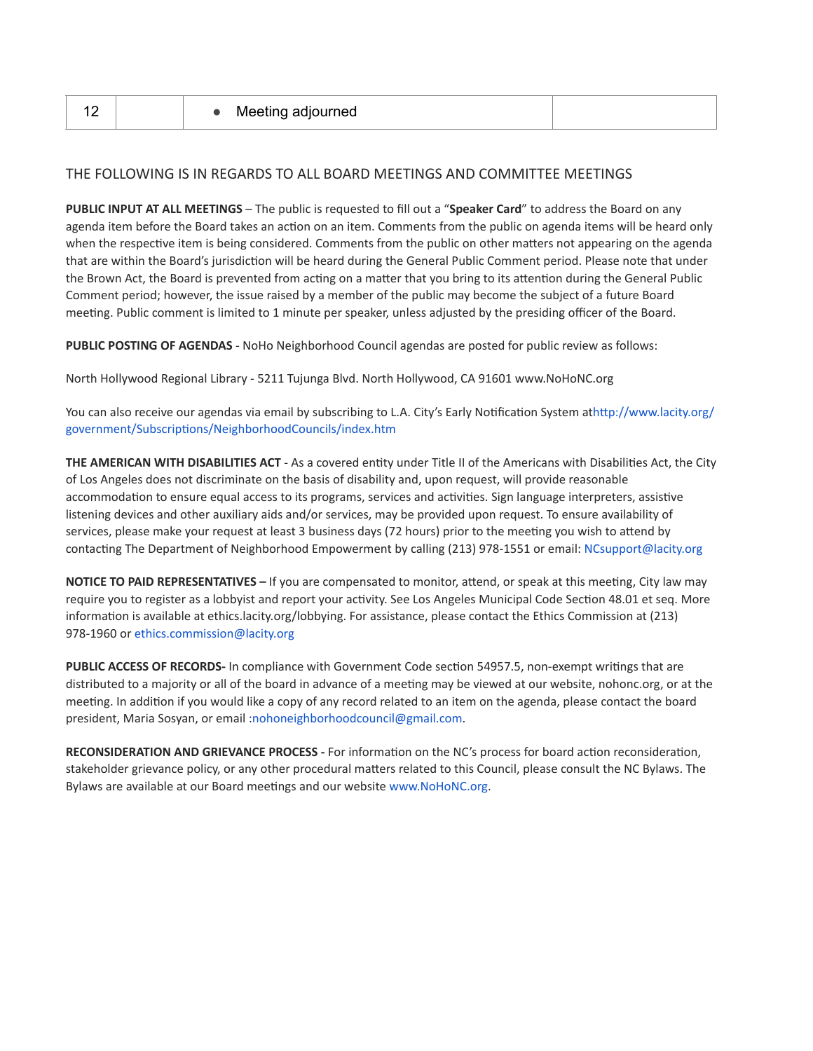| | | | |
|---|---|---|---|
| 12 | | • Meeting adjourned | |

THE FOLLOWING IS IN REGARDS TO ALL BOARD MEETINGS AND COMMITTEE MEETINGS

**PUBLIC INPUT AT ALL MEETINGS** – The public is requested to fill out a "**Speaker Card**" to address the Board on any agenda item before the Board takes an action on an item. Comments from the public on agenda items will be heard only when the respective item is being considered. Comments from the public on other matters not appearing on the agenda that are within the Board's jurisdiction will be heard during the General Public Comment period. Please note that under the Brown Act, the Board is prevented from acting on a matter that you bring to its attention during the General Public Comment period; however, the issue raised by a member of the public may become the subject of a future Board meeting. Public comment is limited to 1 minute per speaker, unless adjusted by the presiding officer of the Board.

**PUBLIC POSTING OF AGENDAS** - NoHo Neighborhood Council agendas are posted for public review as follows:

North Hollywood Regional Library - 5211 Tujunga Blvd. North Hollywood, CA 91601 www.NoHoNC.org

You can also receive our agendas via email by subscribing to L.A. City's Early Notification System athttp://www.lacity.org/government/Subscriptions/NeighborhoodCouncils/index.htm

**THE AMERICAN WITH DISABILITIES ACT** - As a covered entity under Title II of the Americans with Disabilities Act, the City of Los Angeles does not discriminate on the basis of disability and, upon request, will provide reasonable accommodation to ensure equal access to its programs, services and activities. Sign language interpreters, assistive listening devices and other auxiliary aids and/or services, may be provided upon request. To ensure availability of services, please make your request at least 3 business days (72 hours) prior to the meeting you wish to attend by contacting The Department of Neighborhood Empowerment by calling (213) 978-1551 or email: NCsupport@lacity.org

**NOTICE TO PAID REPRESENTATIVES –** If you are compensated to monitor, attend, or speak at this meeting, City law may require you to register as a lobbyist and report your activity. See Los Angeles Municipal Code Section 48.01 et seq. More information is available at ethics.lacity.org/lobbying. For assistance, please contact the Ethics Commission at (213) 978-1960 or ethics.commission@lacity.org

**PUBLIC ACCESS OF RECORDS-** In compliance with Government Code section 54957.5, non-exempt writings that are distributed to a majority or all of the board in advance of a meeting may be viewed at our website, nohonc.org, or at the meeting. In addition if you would like a copy of any record related to an item on the agenda, please contact the board president, Maria Sosyan, or email :nohoneighborhoodcouncil@gmail.com.

**RECONSIDERATION AND GRIEVANCE PROCESS -** For information on the NC's process for board action reconsideration, stakeholder grievance policy, or any other procedural matters related to this Council, please consult the NC Bylaws. The Bylaws are available at our Board meetings and our website www.NoHoNC.org.